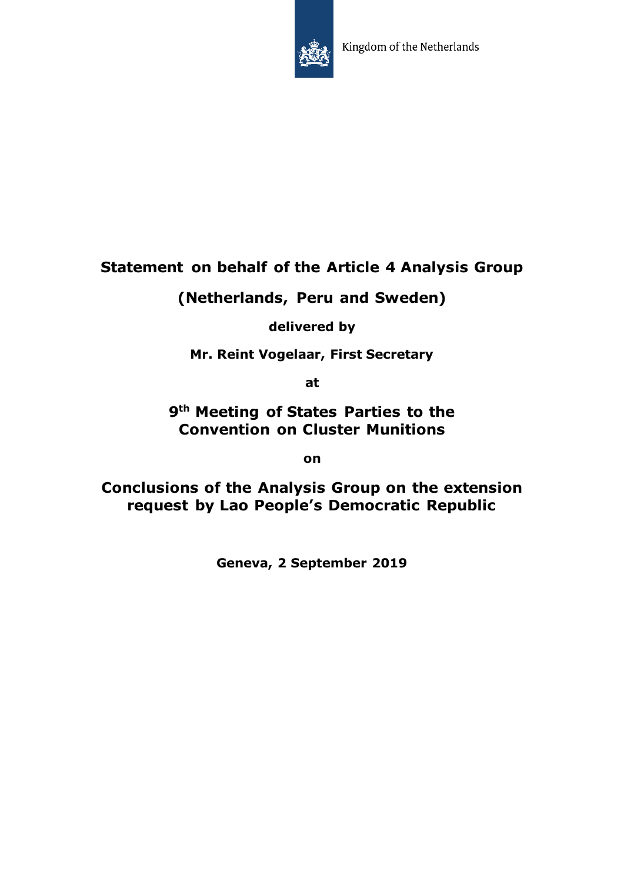Kingdom of the Netherlands

**Statement on behalf of the Article 4 Analysis Group**

**(Netherlands, Peru and Sweden)**

**delivered by**

**Mr. Reint Vogelaar, First Secretary**

**at**

**9th Meeting of States Parties to the Convention on Cluster Munitions**

**on**

**Conclusions of the Analysis Group on the extension request by Lao People's Democratic Republic**

**Geneva, 2 September 2019**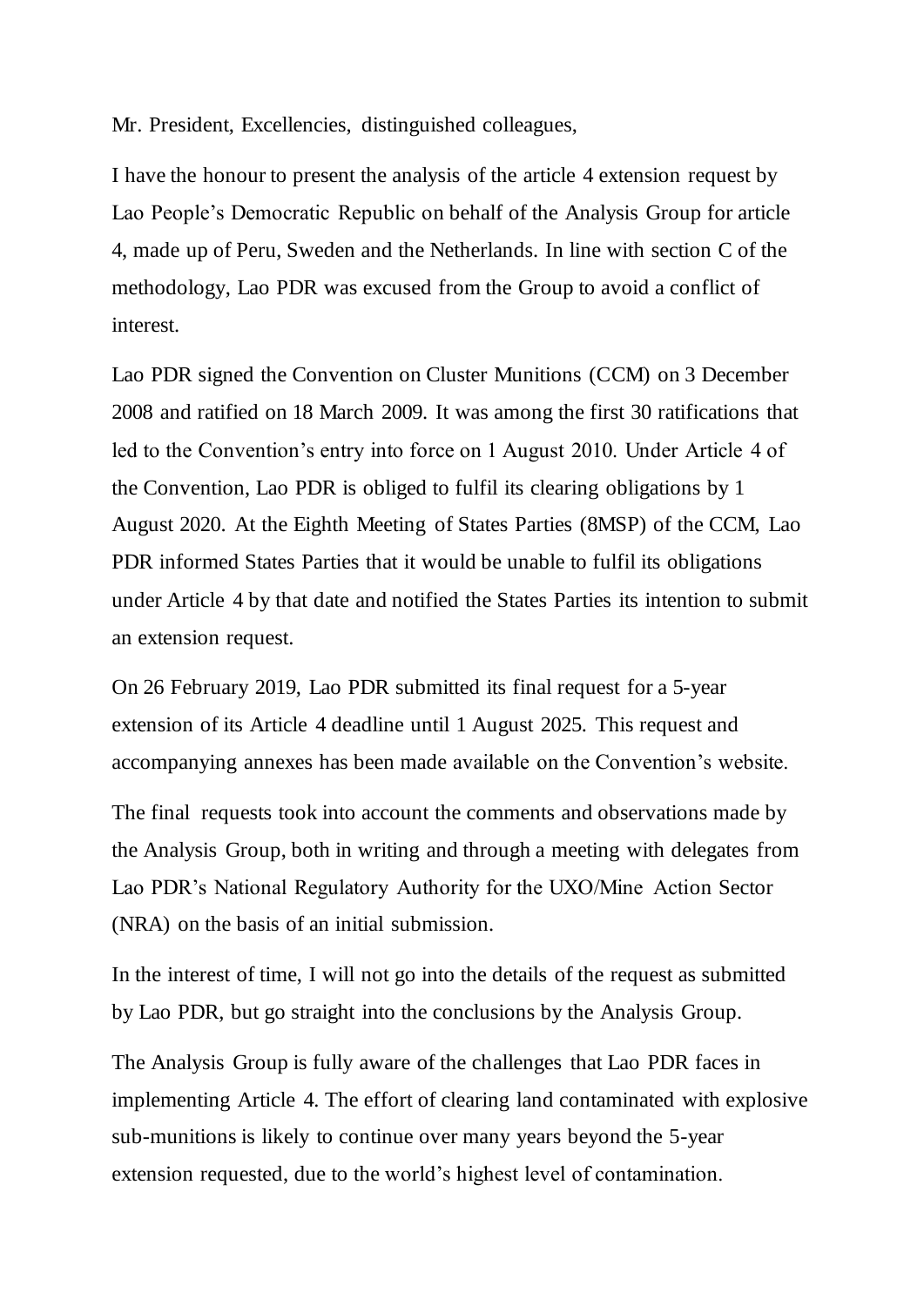Mr. President, Excellencies, distinguished colleagues,

I have the honour to present the analysis of the article 4 extension request by Lao People's Democratic Republic on behalf of the Analysis Group for article 4, made up of Peru, Sweden and the Netherlands. In line with section C of the methodology, Lao PDR was excused from the Group to avoid a conflict of interest.

Lao PDR signed the Convention on Cluster Munitions (CCM) on 3 December 2008 and ratified on 18 March 2009. It was among the first 30 ratifications that led to the Convention's entry into force on 1 August 2010. Under Article 4 of the Convention, Lao PDR is obliged to fulfil its clearing obligations by 1 August 2020. At the Eighth Meeting of States Parties (8MSP) of the CCM, Lao PDR informed States Parties that it would be unable to fulfil its obligations under Article 4 by that date and notified the States Parties its intention to submit an extension request.

On 26 February 2019, Lao PDR submitted its final request for a 5-year extension of its Article 4 deadline until 1 August 2025. This request and accompanying annexes has been made available on the Convention's website.

The final requests took into account the comments and observations made by the Analysis Group, both in writing and through a meeting with delegates from Lao PDR's National Regulatory Authority for the UXO/Mine Action Sector (NRA) on the basis of an initial submission.

In the interest of time, I will not go into the details of the request as submitted by Lao PDR, but go straight into the conclusions by the Analysis Group.

The Analysis Group is fully aware of the challenges that Lao PDR faces in implementing Article 4. The effort of clearing land contaminated with explosive sub-munitions is likely to continue over many years beyond the 5-year extension requested, due to the world's highest level of contamination.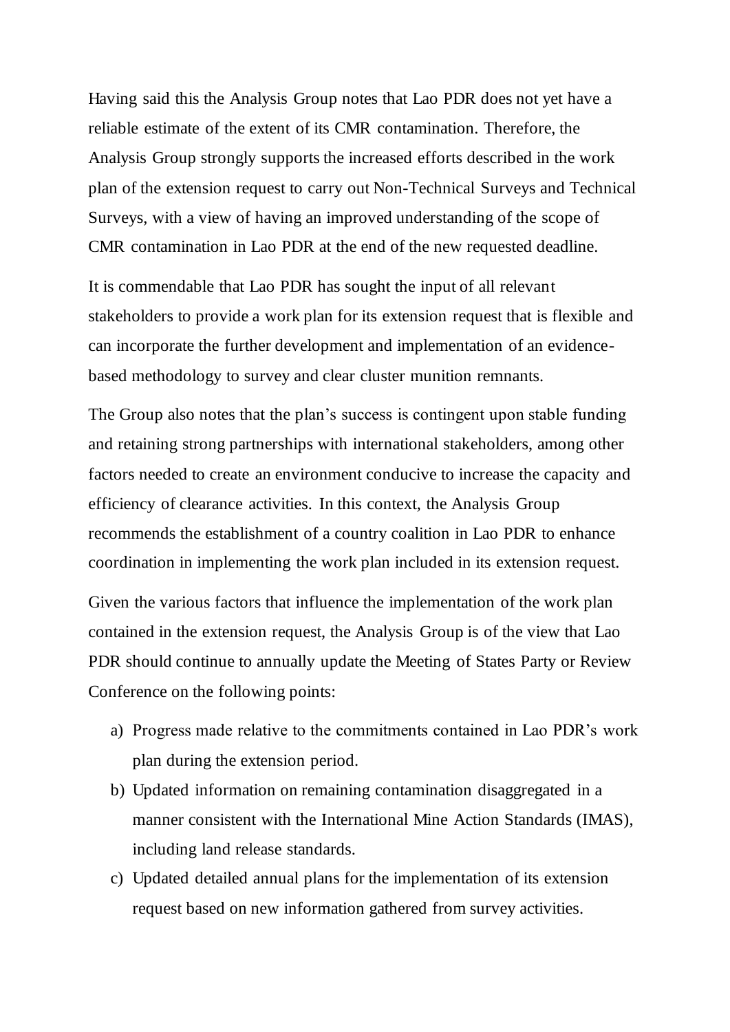Having said this the Analysis Group notes that Lao PDR does not yet have a reliable estimate of the extent of its CMR contamination. Therefore, the Analysis Group strongly supports the increased efforts described in the work plan of the extension request to carry out Non-Technical Surveys and Technical Surveys, with a view of having an improved understanding of the scope of CMR contamination in Lao PDR at the end of the new requested deadline.

It is commendable that Lao PDR has sought the input of all relevant stakeholders to provide a work plan for its extension request that is flexible and can incorporate the further development and implementation of an evidence-based methodology to survey and clear cluster munition remnants.

The Group also notes that the plan's success is contingent upon stable funding and retaining strong partnerships with international stakeholders, among other factors needed to create an environment conducive to increase the capacity and efficiency of clearance activities. In this context, the Analysis Group recommends the establishment of a country coalition in Lao PDR to enhance coordination in implementing the work plan included in its extension request.

Given the various factors that influence the implementation of the work plan contained in the extension request, the Analysis Group is of the view that Lao PDR should continue to annually update the Meeting of States Party or Review Conference on the following points:

a) Progress made relative to the commitments contained in Lao PDR's work plan during the extension period.
b) Updated information on remaining contamination disaggregated in a manner consistent with the International Mine Action Standards (IMAS), including land release standards.
c) Updated detailed annual plans for the implementation of its extension request based on new information gathered from survey activities.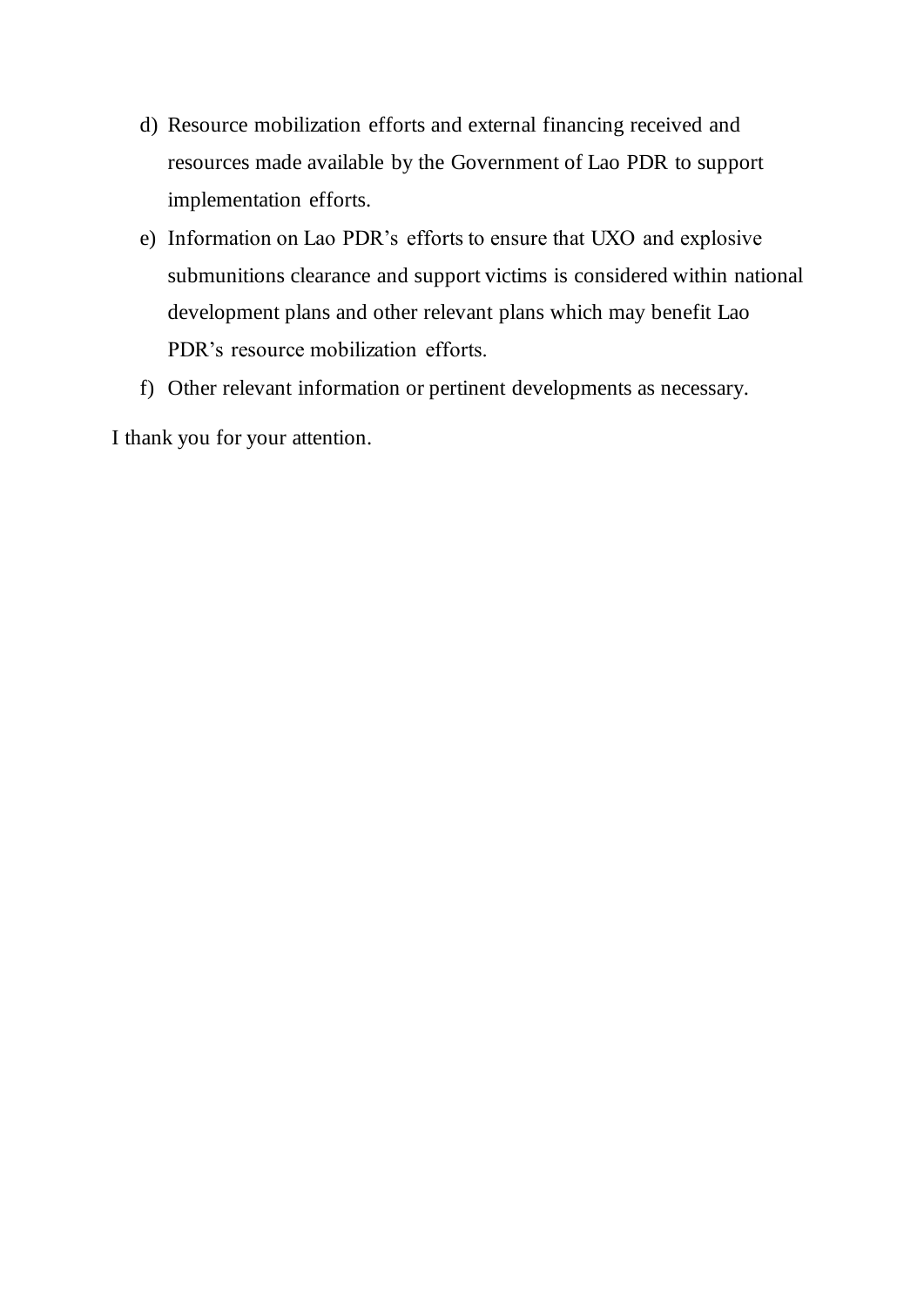d) Resource mobilization efforts and external financing received and resources made available by the Government of Lao PDR to support implementation efforts.

e) Information on Lao PDR's efforts to ensure that UXO and explosive submunitions clearance and support victims is considered within national development plans and other relevant plans which may benefit Lao PDR's resource mobilization efforts.

f) Other relevant information or pertinent developments as necessary.

I thank you for your attention.